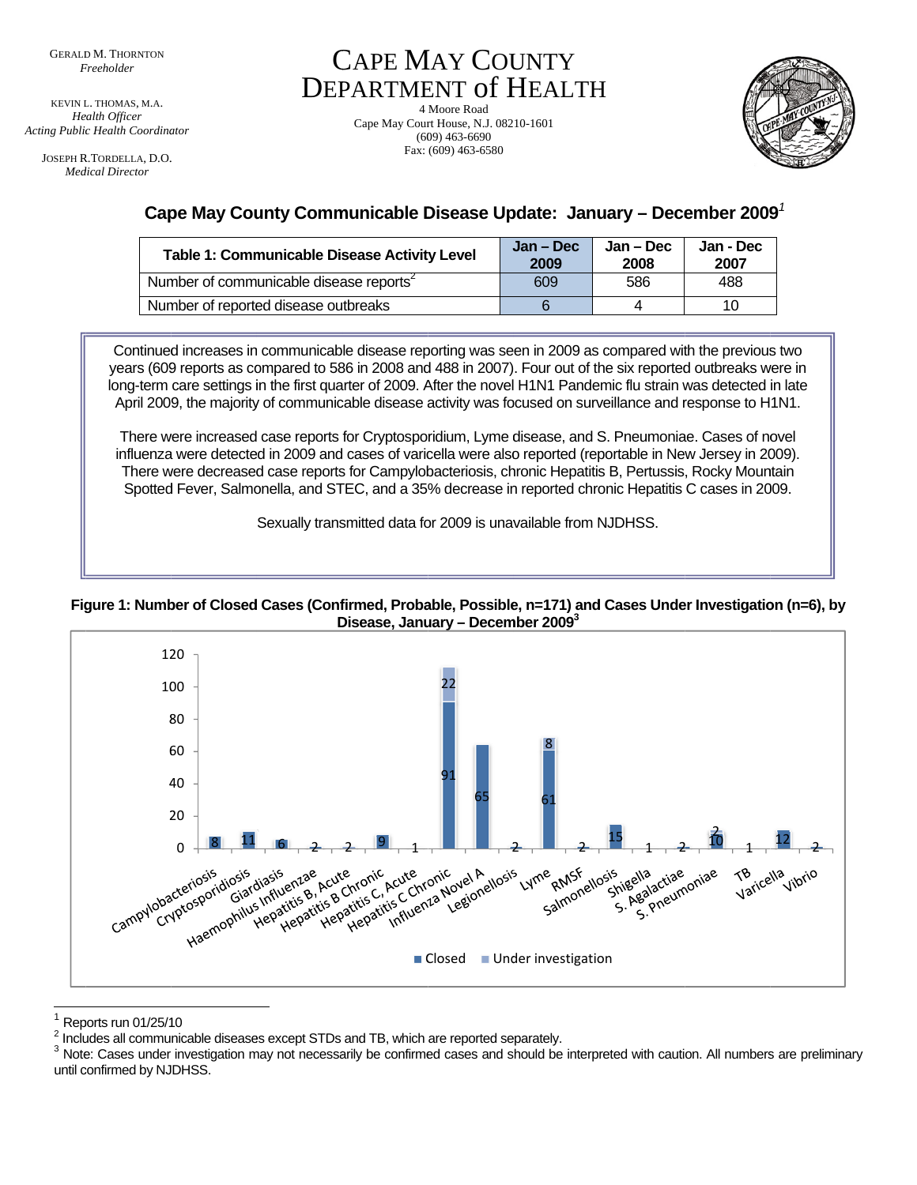GERALD M. THORNTON
*Freeholder*

KEVIN L. THOMAS, M.A.
*Health Officer*
*Acting Public Health Coordinator*

JOSEPH R.TORDELLA, D.O.
*Medical Director*

# CAPE MAY COUNTY DEPARTMENT of HEALTH

4 Moore Road
Cape May Court House, N.J. 08210-1601
(609) 463-6690
Fax: (609) 463-6580

## Cape May County Communicable Disease Update: January – December 2009[1]

| Table 1: Communicable Disease Activity Level | Jan – Dec 2009 | Jan – Dec 2008 | Jan - Dec 2007 |
|---|---|---|---|
| Number of communicable disease reports[2] | 609 | 586 | 488 |
| Number of reported disease outbreaks | 6 | 4 | 10 |

Continued increases in communicable disease reporting was seen in 2009 as compared with the previous two years (609 reports as compared to 586 in 2008 and 488 in 2007). Four out of the six reported outbreaks were in long-term care settings in the first quarter of 2009. After the novel H1N1 Pandemic flu strain was detected in late April 2009, the majority of communicable disease activity was focused on surveillance and response to H1N1.

There were increased case reports for Cryptosporidium, Lyme disease, and S. Pneumoniae. Cases of novel influenza were detected in 2009 and cases of varicella were also reported (reportable in New Jersey in 2009). There were decreased case reports for Campylobacteriosis, chronic Hepatitis B, Pertussis, Rocky Mountain Spotted Fever, Salmonella, and STEC, and a 35% decrease in reported chronic Hepatitis C cases in 2009.

Sexually transmitted data for 2009 is unavailable from NJDHSS.

**Figure 1: Number of Closed Cases (Confirmed, Probable, Possible, n=171) and Cases Under Investigation (n=6), by Disease, January – December 2009[3]**

| Disease | Closed | Under investigation |
|---|---|---|
| Campylobacteriosis | 8 | |
| Cryptosporidiosis | 11 | |
| Giardiasis | 6 | |
| Haemophilus Influenzae | 2 | |
| Hepatitis B, Acute | 2 | |
| Hepatitis B Chronic | 9 | |
| Hepatitis C, Acute | 1 | |
| Hepatitis C Chronic | 91 | 22 |
| Influenza Novel A | 65 | |
| Legionellosis | 2 | |
| Lyme | 61 | 8 |
| RMSF | 2 | |
| Salmonellosis | 15 | |
| Shigella | 1 | |
| S. Agalactiae | 2 | |
| S. Pneumoniae | 10 | 2 |
| TB | 1 | |
| Varicella | 12 | |
| Vibrio | 2 | |

[1] Reports run 01/25/10

[2] Includes all communicable diseases except STDs and TB, which are reported separately.

[3] Note: Cases under investigation may not necessarily be confirmed cases and should be interpreted with caution. All numbers are preliminary until confirmed by NJDHSS.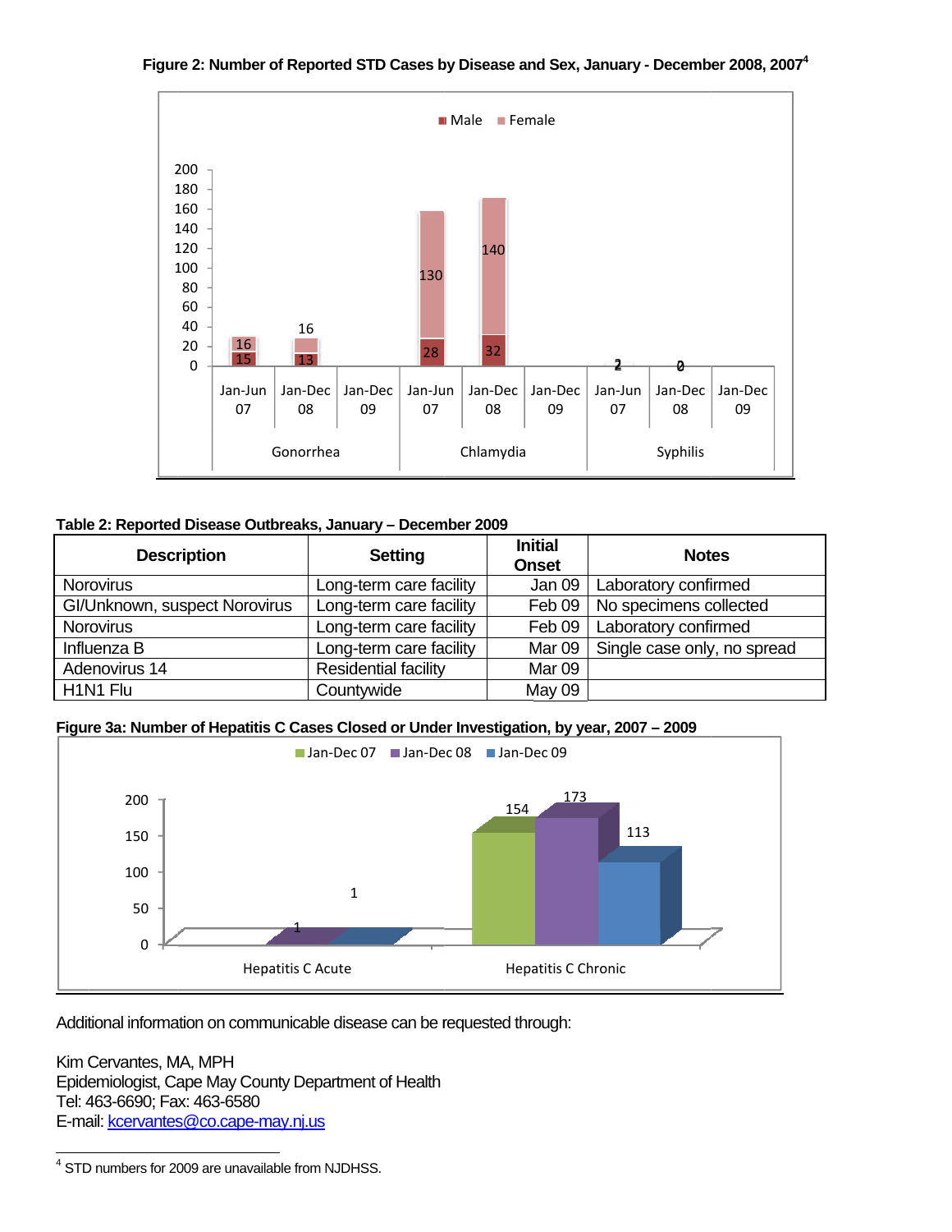**Figure 2: Number of Reported STD Cases by Disease and Sex, January - December 2008, 2007[4]**

| Disease | Period | Male | Female |
|---|---|---|---|
| Gonorrhea | Jan-Jun 07 | 15 | 16 |
| Gonorrhea | Jan-Dec 08 | 13 | 16 |
| Gonorrhea | Jan-Dec 09 | | |
| Chlamydia | Jan-Jun 07 | 28 | 130 |
| Chlamydia | Jan-Dec 08 | 32 | 140 |
| Chlamydia | Jan-Dec 09 | | |
| Syphilis | Jan-Jun 07 | 2 | 2 |
| Syphilis | Jan-Dec 08 | 0 | 0 |
| Syphilis | Jan-Dec 09 | | |

**Table 2: Reported Disease Outbreaks, January – December 2009**

| Description | Setting | Initial Onset | Notes |
|---|---|---|---|
| Norovirus | Long-term care facility | Jan 09 | Laboratory confirmed |
| GI/Unknown, suspect Norovirus | Long-term care facility | Feb 09 | No specimens collected |
| Norovirus | Long-term care facility | Feb 09 | Laboratory confirmed |
| Influenza B | Long-term care facility | Mar 09 | Single case only, no spread |
| Adenovirus 14 | Residential facility | Mar 09 | |
| H1N1 Flu | Countywide | May 09 | |

**Figure 3a: Number of Hepatitis C Cases Closed or Under Investigation, by year, 2007 – 2009**

| | Jan-Dec 07 | Jan-Dec 08 | Jan-Dec 09 |
|---|---|---|---|
| Hepatitis C Acute | | 1 | 1 |
| Hepatitis C Chronic | 154 | 173 | 113 |

Additional information on communicable disease can be requested through:

Kim Cervantes, MA, MPH
Epidemiologist, Cape May County Department of Health
Tel: 463-6690; Fax: 463-6580
E-mail: kcervantes@co.cape-may.nj.us

[4] STD numbers for 2009 are unavailable from NJDHSS.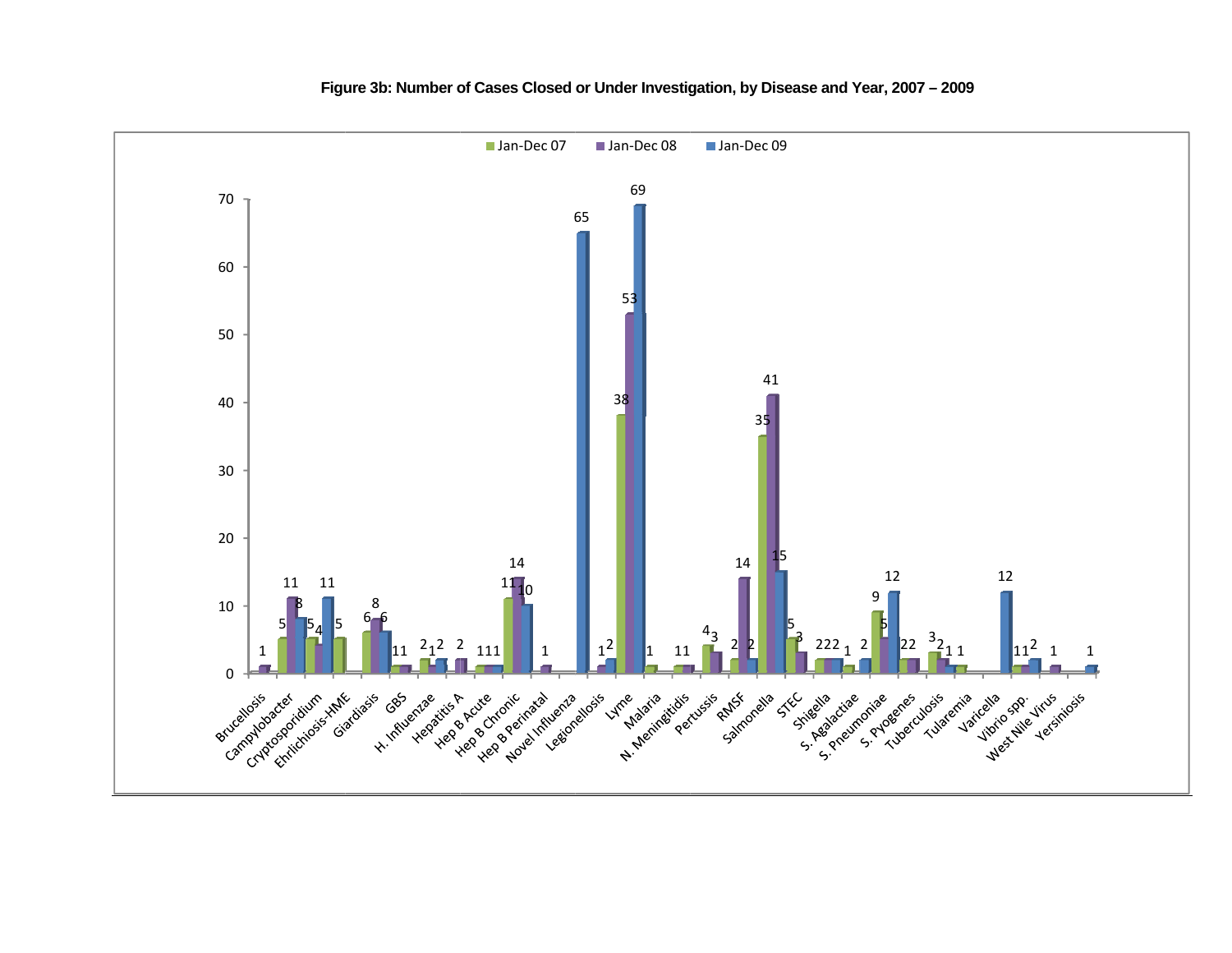**Figure 3b: Number of Cases Closed or Under Investigation, by Disease and Year, 2007 – 2009**

Jan-Dec 07
Jan-Dec 08
Jan-Dec 09

70
60
50
40
30
20
10
0

Brucellosis: 1
Campylobacter: 5, 11, 8
Cryptosporidium: 5, 4, 11
Ehrlichiosis-HME: 5
Giardiasis: 6, 8, 6
GBS: 1, 1
H. Influenzae: 2, 1, 2
Hepatitis A: 2
Hep B Acute: 1, 1, 1
Hep B Chronic: 11, 14, 10
Hep B Perinatal: 1
Novel Influenza: 65
Legionellosis: 1, 2
Lyme: 38, 53, 69
Malaria: 1
N. Meningitidis: 1, 1
Pertussis: 4, 3
RMSF: 2, 14, 2
Salmonella: 35, 41, 15
STEC: 5, 3
Shigella: 2, 2, 2
S. Agalactiae: 1, 2
S. Pneumoniae: 9, 5, 12
S. Pyogenes: 2, 2
Tuberculosis: 3, 2, 1
Tularemia: 1
Varicella: 12
Vibrio spp.: 1, 1, 2
West Nile Virus: 1
Yersiniosis: 1